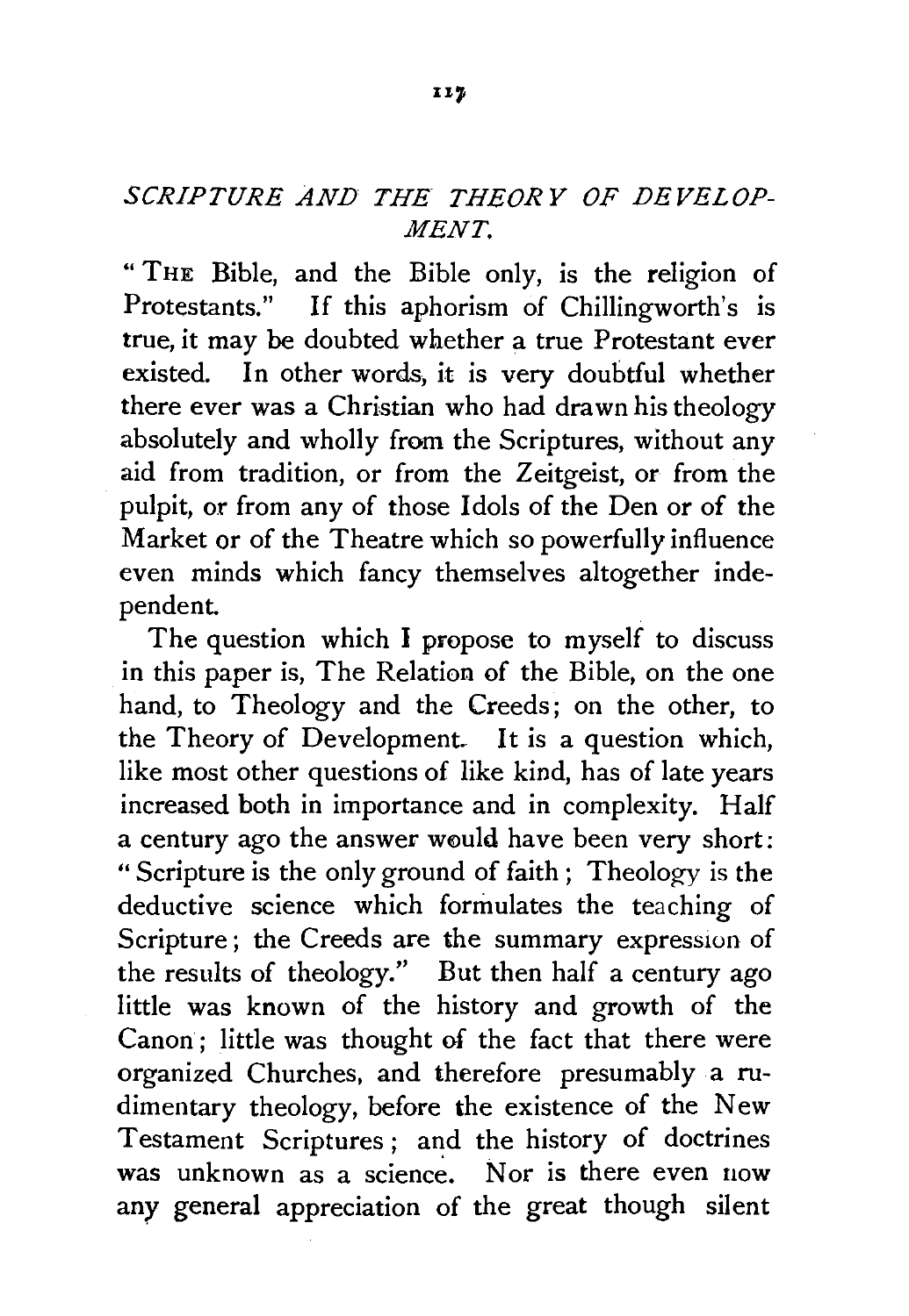## *SCRIPTURE AND THE THEORY OF DEVELOPMENT.*

"THE Bible, and the Bible only, is the religion of Protestants." If this aphorism of Chillingworth's is true, it may be doubted whether a true Protestant ever existed. In other words, it is very doubtful whether there ever was a Christian who had drawn his theology absolutely and wholly from the Scriptures, without any aid from tradition, or from the Zeitgeist, or from the pulpit, or from any of those Idols of the Den or of the Market or of the Theatre which so powerfully influence even minds which fancy themselves altogether independent.

The question which I propose to myself to discuss in this paper is, The Relation of the Bible, on the one hand, to Theology and the Creeds; on the other, to the Theory of Development. It is a question which, like most other questions of like kind, has of late years increased both in importance and in complexity. Half a century ago the answer would have been very short: "Scripture is the only ground of faith; Theology is the deductive science which formulates the teaching of Scripture; the Creeds are the summary expression of the results of theology." But then half a century ago little was known of the history and growth of the Canon; little was thought of the fact that there were organized Churches, and therefore presumably a rudimentary theology, before the existence of the New Testament Scriptures; and the history of doctrines was unknown as a science. Nor is there even now any general appreciation of the great though silent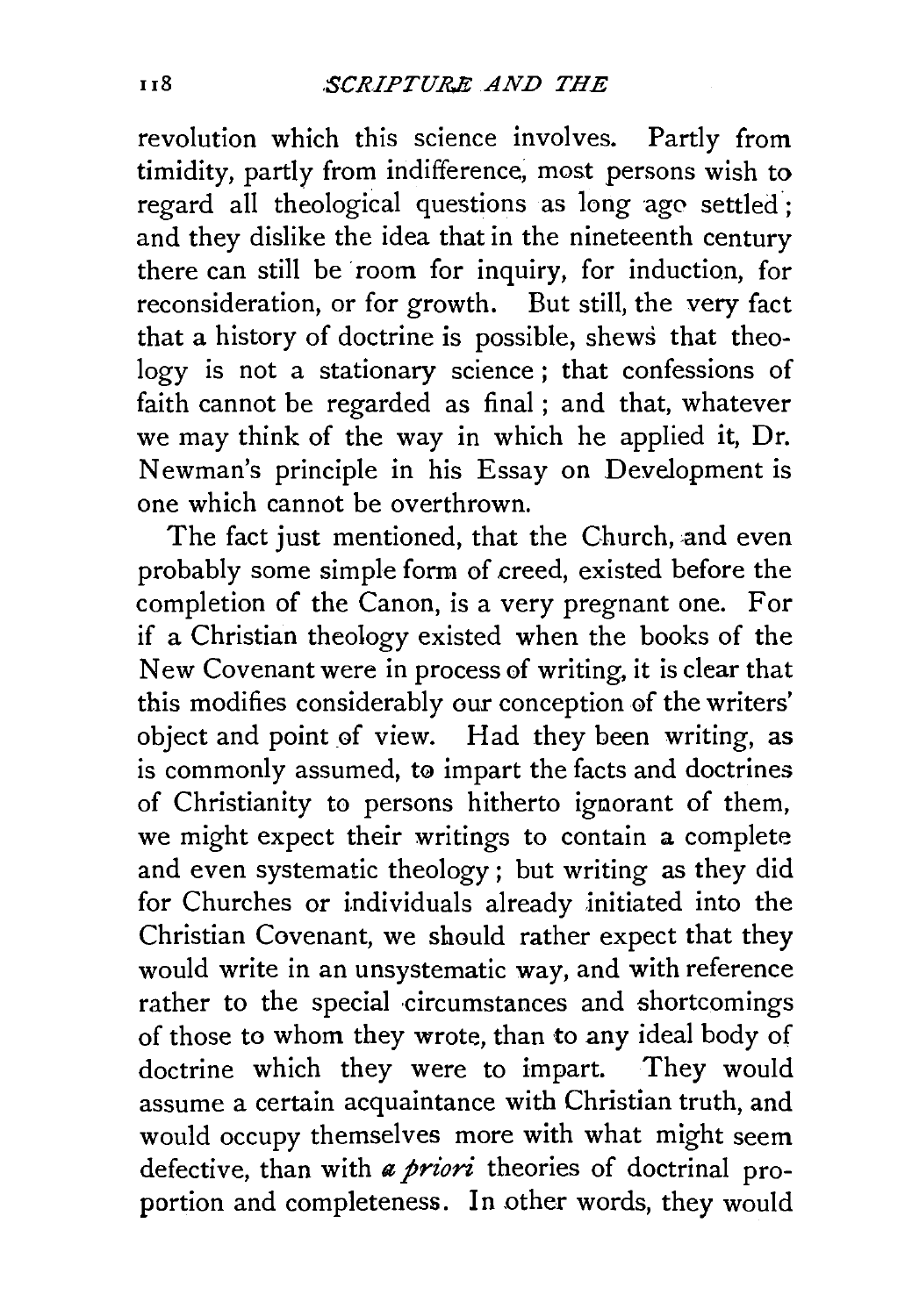revolution which this science involves. Partly from timidity, partly from indifference, most persons wish to regard all theological questions as long ago settled; and they dislike the idea that in the nineteenth century there can still be room for inquiry, for induction, for reconsideration, or for growth. But still, the very fact that a history of doctrine is possible, shews that theology is not a stationary science; that confessions of faith cannot be regarded as final; and that, whatever we may think of the way in which he applied it, Dr. Newman's principle in his Essay on Development is one which cannot be overthrown.

The fact just mentioned, that the Church, and even probably some simple form of creed, existed before the completion of the Canon, is a very pregnant one. For if a Christian theology existed when the books of the New Covenant were in process of writing, it is clear that this modifies considerably our conception of the writers' object and point of view. Had they been writing, as is commonly assumed, to impart the facts and doctrines of Christianity to persons hitherto ignorant of them, we might expect their writings to contain a complete and even systematic theology; but writing as they did for Churches or individuals already initiated into the Christian Covenant, we should rather expect that they would write in an unsystematic way, and with reference rather to the special circumstances and shortcomings of those to whom they wrote, than to any ideal body of doctrine which they were to impart. They would assume a certain acquaintance with Christian truth, and would occupy themselves more with what might seem defective, than with *a priori* theories of doctrinal proportion and completeness. In other words, they would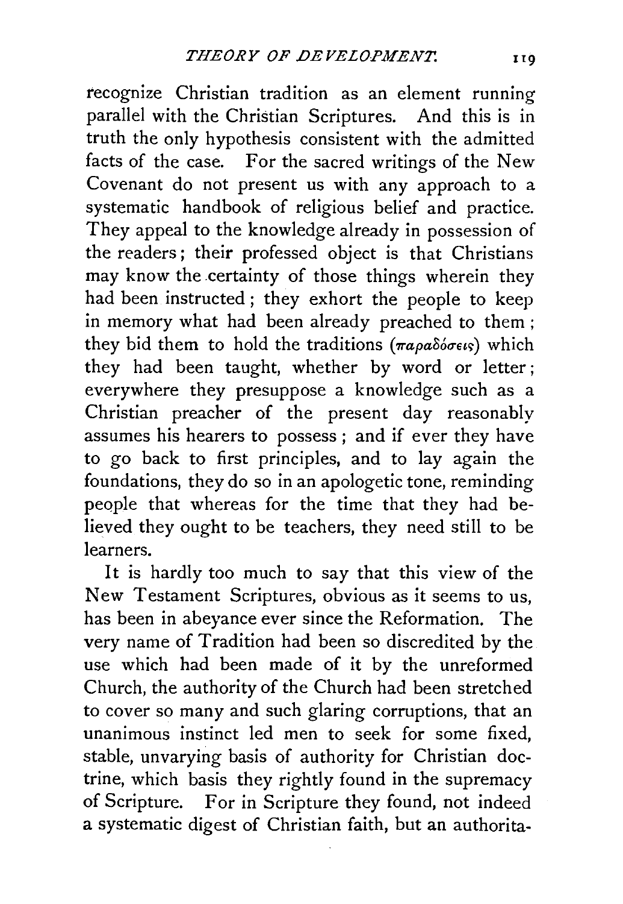recognize Christian tradition as an element running parallel with the Christian Scriptures. And this is in truth the only hypothesis consistent with the admitted facts of the case. For the sacred writings of the New Covenant do not present us with any approach to a systematic handbook of religious belief and practice. They appeal to the knowledge already in possession of the readers; their professed object is that Christians may know the certainty of those things wherein they had been instructed; they exhort the people to keep in memory what had been already preached to them; they bid them to hold the traditions (παραδόσεις) which they had been taught, whether by word or letter; everywhere they presuppose a knowledge such as a Christian preacher of the present day reasonably assumes his hearers to possess; and if ever they have to go back to first principles, and to lay again the foundations, they do so in an apologetic tone, reminding people that whereas for the time that they had believed they ought to be teachers, they need still to be learners.

It is hardly too much to say that this view of the New Testament Scriptures, obvious as it seems to us, has been in abeyance ever since the Reformation. The very name of Tradition had been so discredited by the use which had been made of it by the unreformed Church, the authority of the Church had been stretched to cover so many and such glaring corruptions, that an unanimous instinct led men to seek for some fixed, stable, unvarying basis of authority for Christian doctrine, which basis they rightly found in the supremacy of Scripture. For in Scripture they found, not indeed a systematic digest of Christian faith, but an authorita-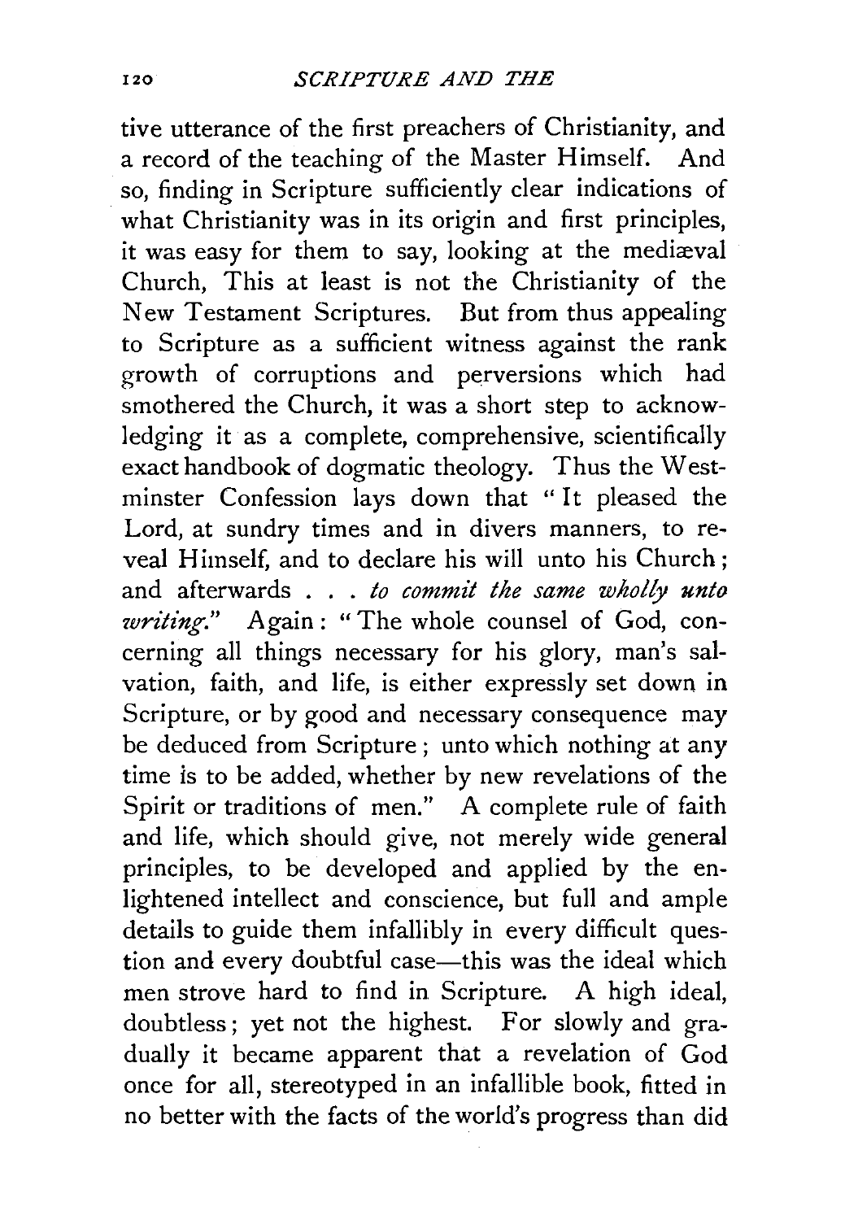tive utterance of the first preachers of Christianity, and a record of the teaching of the Master Himself. And so, finding in Scripture sufficiently clear indications of what Christianity was in its origin and first principles, it was easy for them to say, looking at the mediæval Church, This at least is not the Christianity of the New Testament Scriptures. But from thus appealing to Scripture as a sufficient witness against the rank growth of corruptions and perversions which had smothered the Church, it was a short step to acknowledging it as a complete, comprehensive, scientifically exact handbook of dogmatic theology. Thus the Westminster Confession lays down that "It pleased the Lord, at sundry times and in divers manners, to reveal Himself, and to declare his will unto his Church; and afterwards . . . *to commit the same wholly unto writing*." Again: "The whole counsel of God, concerning all things necessary for his glory, man's salvation, faith, and life, is either expressly set down in Scripture, or by good and necessary consequence may be deduced from Scripture; unto which nothing at any time is to be added, whether by new revelations of the Spirit or traditions of men." A complete rule of faith and life, which should give, not merely wide general principles, to be developed and applied by the enlightened intellect and conscience, but full and ample details to guide them infallibly in every difficult question and every doubtful case—this was the ideal which men strove hard to find in Scripture. A high ideal, doubtless; yet not the highest. For slowly and gradually it became apparent that a revelation of God once for all, stereotyped in an infallible book, fitted in no better with the facts of the world's progress than did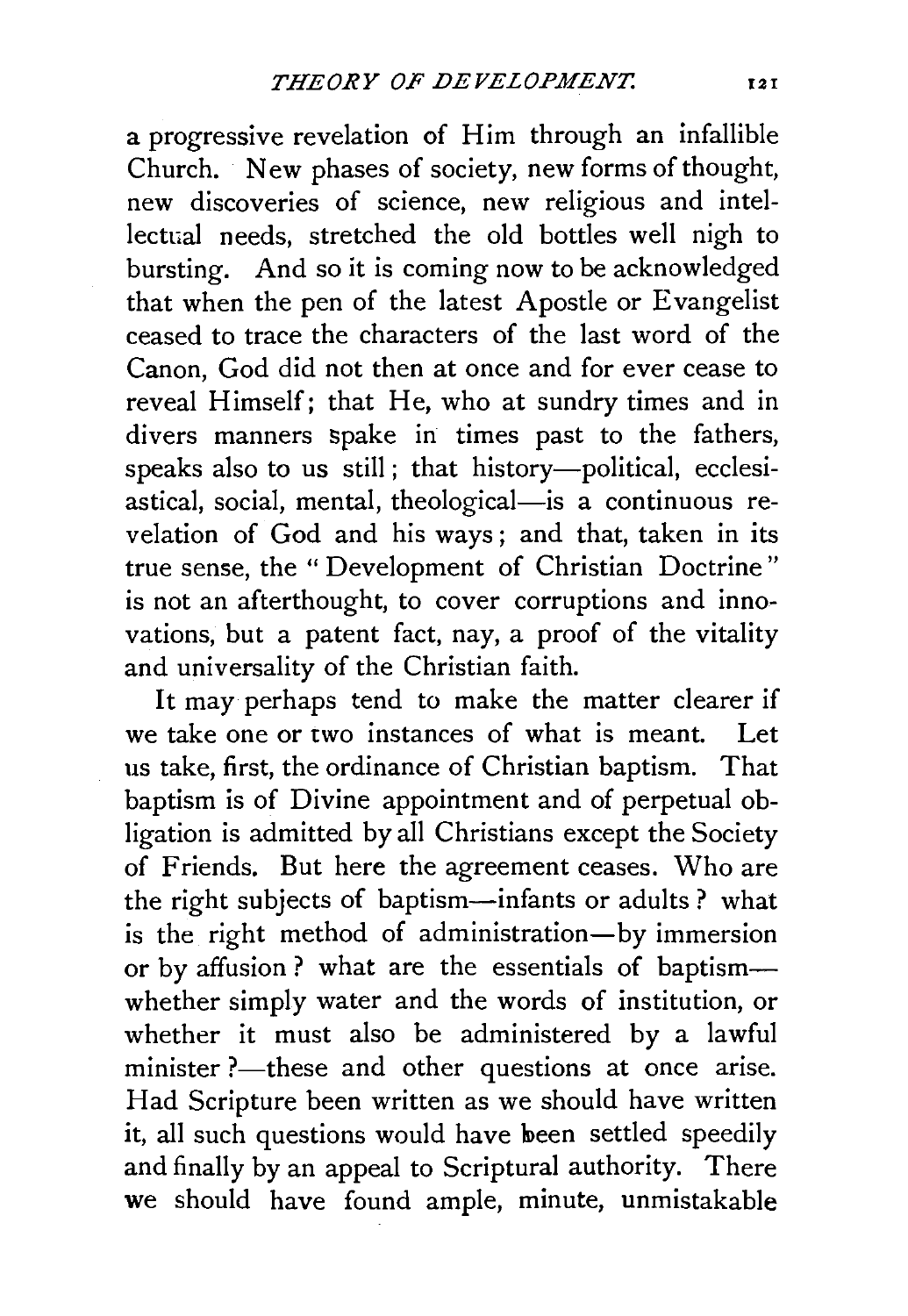a progressive revelation of Him through an infallible Church. New phases of society, new forms of thought, new discoveries of science, new religious and intellectual needs, stretched the old bottles well nigh to bursting. And so it is coming now to be acknowledged that when the pen of the latest Apostle or Evangelist ceased to trace the characters of the last word of the Canon, God did not then at once and for ever cease to reveal Himself; that He, who at sundry times and in divers manners spake in times past to the fathers, speaks also to us still; that history—political, ecclesiastical, social, mental, theological—is a continuous revelation of God and his ways; and that, taken in its true sense, the "Development of Christian Doctrine" is not an afterthought, to cover corruptions and innovations, but a patent fact, nay, a proof of the vitality and universality of the Christian faith.

It may perhaps tend to make the matter clearer if we take one or two instances of what is meant. Let us take, first, the ordinance of Christian baptism. That baptism is of Divine appointment and of perpetual obligation is admitted by all Christians except the Society of Friends. But here the agreement ceases. Who are the right subjects of baptism—infants or adults? what is the right method of administration—by immersion or by affusion? what are the essentials of baptism—whether simply water and the words of institution, or whether it must also be administered by a lawful minister?—these and other questions at once arise. Had Scripture been written as we should have written it, all such questions would have been settled speedily and finally by an appeal to Scriptural authority. There we should have found ample, minute, unmistakable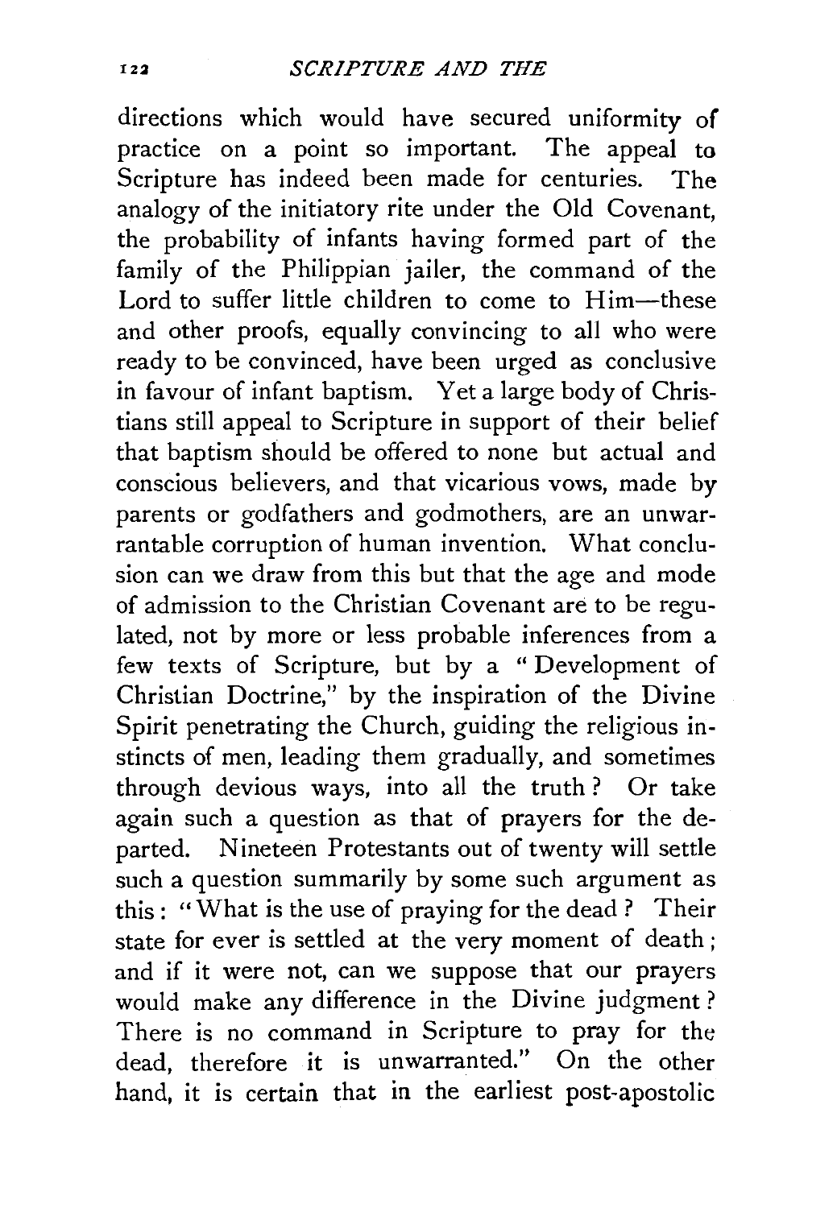directions which would have secured uniformity of practice on a point so important. The appeal to Scripture has indeed been made for centuries. The analogy of the initiatory rite under the Old Covenant, the probability of infants having formed part of the family of the Philippian jailer, the command of the Lord to suffer little children to come to Him—these and other proofs, equally convincing to all who were ready to be convinced, have been urged as conclusive in favour of infant baptism. Yet a large body of Christians still appeal to Scripture in support of their belief that baptism should be offered to none but actual and conscious believers, and that vicarious vows, made by parents or godfathers and godmothers, are an unwarrantable corruption of human invention. What conclusion can we draw from this but that the age and mode of admission to the Christian Covenant are to be regulated, not by more or less probable inferences from a few texts of Scripture, but by a "Development of Christian Doctrine," by the inspiration of the Divine Spirit penetrating the Church, guiding the religious instincts of men, leading them gradually, and sometimes through devious ways, into all the truth? Or take again such a question as that of prayers for the departed. Nineteen Protestants out of twenty will settle such a question summarily by some such argument as this: "What is the use of praying for the dead? Their state for ever is settled at the very moment of death; and if it were not, can we suppose that our prayers would make any difference in the Divine judgment? There is no command in Scripture to pray for the dead, therefore it is unwarranted." On the other hand, it is certain that in the earliest post-apostolic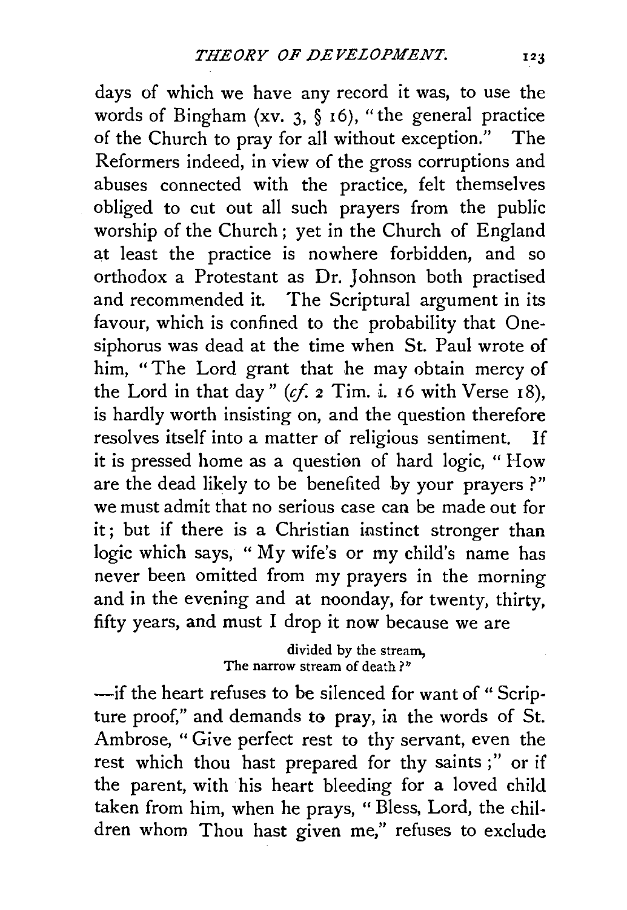days of which we have any record it was, to use the words of Bingham (xv. 3, § 16), "the general practice of the Church to pray for all without exception." The Reformers indeed, in view of the gross corruptions and abuses connected with the practice, felt themselves obliged to cut out all such prayers from the public worship of the Church; yet in the Church of England at least the practice is nowhere forbidden, and so orthodox a Protestant as Dr. Johnson both practised and recommended it. The Scriptural argument in its favour, which is confined to the probability that Onesiphorus was dead at the time when St. Paul wrote of him, "The Lord grant that he may obtain mercy of the Lord in that day" (*cf.* 2 Tim. i. 16 with Verse 18), is hardly worth insisting on, and the question therefore resolves itself into a matter of religious sentiment. If it is pressed home as a question of hard logic, "How are the dead likely to be benefited by your prayers?" we must admit that no serious case can be made out for it; but if there is a Christian instinct stronger than logic which says, "My wife's or my child's name has never been omitted from my prayers in the morning and in the evening and at noonday, for twenty, thirty, fifty years, and must I drop it now because we are

> divided by the stream,
> The narrow stream of death?"

—if the heart refuses to be silenced for want of "Scripture proof," and demands to pray, in the words of St. Ambrose, "Give perfect rest to thy servant, even the rest which thou hast prepared for thy saints;" or if the parent, with his heart bleeding for a loved child taken from him, when he prays, "Bless, Lord, the children whom Thou hast given me," refuses to exclude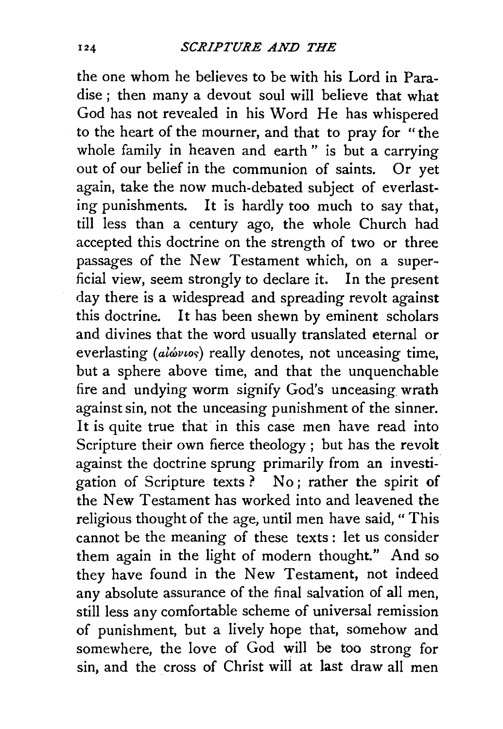the one whom he believes to be with his Lord in Paradise; then many a devout soul will believe that what God has not revealed in his Word He has whispered to the heart of the mourner, and that to pray for "the whole family in heaven and earth" is but a carrying out of our belief in the communion of saints. Or yet again, take the now much-debated subject of everlasting punishments. It is hardly too much to say that, till less than a century ago, the whole Church had accepted this doctrine on the strength of two or three passages of the New Testament which, on a superficial view, seem strongly to declare it. In the present day there is a widespread and spreading revolt against this doctrine. It has been shewn by eminent scholars and divines that the word usually translated eternal or everlasting (*αἰώνιος*) really denotes, not unceasing time, but a sphere above time, and that the unquenchable fire and undying worm signify God's unceasing wrath against sin, not the unceasing punishment of the sinner. It is quite true that in this case men have read into Scripture their own fierce theology; but has the revolt against the doctrine sprung primarily from an investigation of Scripture texts? No; rather the spirit of the New Testament has worked into and leavened the religious thought of the age, until men have said, "This cannot be the meaning of these texts: let us consider them again in the light of modern thought." And so they have found in the New Testament, not indeed any absolute assurance of the final salvation of all men, still less any comfortable scheme of universal remission of punishment, but a lively hope that, somehow and somewhere, the love of God will be too strong for sin, and the cross of Christ will at last draw all men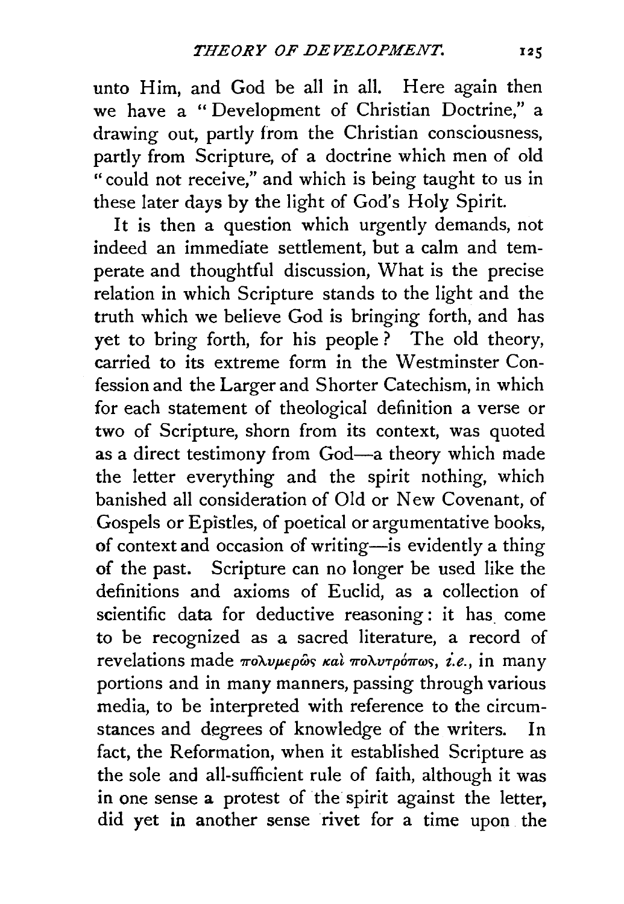unto Him, and God be all in all. Here again then we have a "Development of Christian Doctrine," a drawing out, partly from the Christian consciousness, partly from Scripture, of a doctrine which men of old "could not receive," and which is being taught to us in these later days by the light of God's Holy Spirit.

It is then a question which urgently demands, not indeed an immediate settlement, but a calm and temperate and thoughtful discussion, What is the precise relation in which Scripture stands to the light and the truth which we believe God is bringing forth, and has yet to bring forth, for his people? The old theory, carried to its extreme form in the Westminster Confession and the Larger and Shorter Catechism, in which for each statement of theological definition a verse or two of Scripture, shorn from its context, was quoted as a direct testimony from God—a theory which made the letter everything and the spirit nothing, which banished all consideration of Old or New Covenant, of Gospels or Epistles, of poetical or argumentative books, of context and occasion of writing—is evidently a thing of the past. Scripture can no longer be used like the definitions and axioms of Euclid, as a collection of scientific data for deductive reasoning: it has come to be recognized as a sacred literature, a record of revelations made πολυμερῶς καὶ πολυτρόπως, *i.e.*, in many portions and in many manners, passing through various media, to be interpreted with reference to the circumstances and degrees of knowledge of the writers. In fact, the Reformation, when it established Scripture as the sole and all-sufficient rule of faith, although it was in one sense a protest of the spirit against the letter, did yet in another sense rivet for a time upon the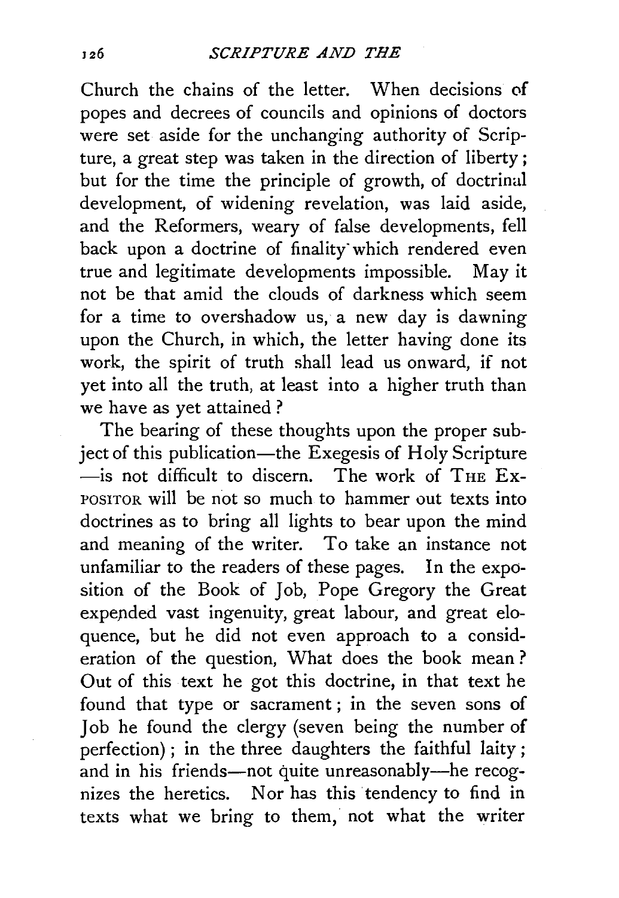Church the chains of the letter. When decisions of popes and decrees of councils and opinions of doctors were set aside for the unchanging authority of Scripture, a great step was taken in the direction of liberty; but for the time the principle of growth, of doctrinal development, of widening revelation, was laid aside, and the Reformers, weary of false developments, fell back upon a doctrine of finality which rendered even true and legitimate developments impossible. May it not be that amid the clouds of darkness which seem for a time to overshadow us, a new day is dawning upon the Church, in which, the letter having done its work, the spirit of truth shall lead us onward, if not yet into all the truth, at least into a higher truth than we have as yet attained?

The bearing of these thoughts upon the proper subject of this publication—the Exegesis of Holy Scripture —is not difficult to discern. The work of THE EXPOSITOR will be not so much to hammer out texts into doctrines as to bring all lights to bear upon the mind and meaning of the writer. To take an instance not unfamiliar to the readers of these pages. In the exposition of the Book of Job, Pope Gregory the Great expended vast ingenuity, great labour, and great eloquence, but he did not even approach to a consideration of the question, What does the book mean? Out of this text he got this doctrine, in that text he found that type or sacrament; in the seven sons of Job he found the clergy (seven being the number of perfection); in the three daughters the faithful laity; and in his friends—not quite unreasonably—he recognizes the heretics. Nor has this tendency to find in texts what we bring to them, not what the writer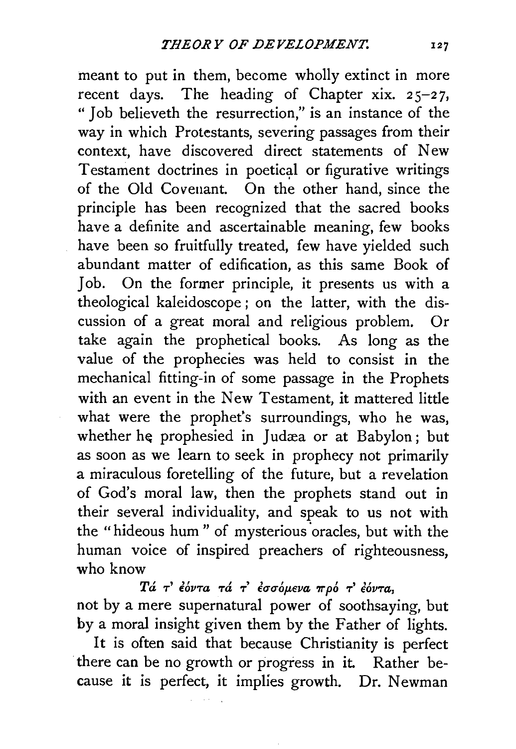meant to put in them, become wholly extinct in more recent days. The heading of Chapter xix. 25–27, "Job believeth the resurrection," is an instance of the way in which Protestants, severing passages from their context, have discovered direct statements of New Testament doctrines in poetical or figurative writings of the Old Covenant. On the other hand, since the principle has been recognized that the sacred books have a definite and ascertainable meaning, few books have been so fruitfully treated, few have yielded such abundant matter of edification, as this same Book of Job. On the former principle, it presents us with a theological kaleidoscope; on the latter, with the discussion of a great moral and religious problem. Or take again the prophetical books. As long as the value of the prophecies was held to consist in the mechanical fitting-in of some passage in the Prophets with an event in the New Testament, it mattered little what were the prophet's surroundings, who he was, whether he prophesied in Judæa or at Babylon; but as soon as we learn to seek in prophecy not primarily a miraculous foretelling of the future, but a revelation of God's moral law, then the prophets stand out in their several individuality, and speak to us not with the "hideous hum" of mysterious oracles, but with the human voice of inspired preachers of righteousness, who know

*Τά τ' ἐόντα τά τ' ἐσσόμενα πρό τ' ἐόντα,*

not by a mere supernatural power of soothsaying, but by a moral insight given them by the Father of lights.

It is often said that because Christianity is perfect there can be no growth or progress in it. Rather because it is perfect, it implies growth. Dr. Newman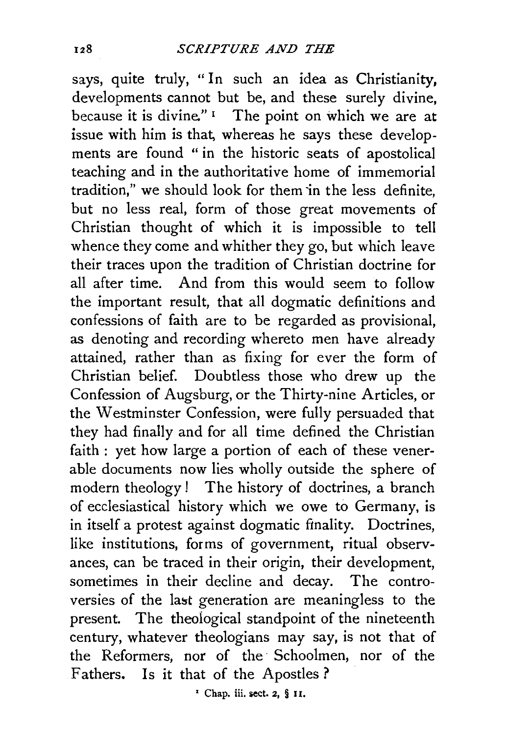says, quite truly, "In such an idea as Christianity, developments cannot but be, and these surely divine, because it is divine."[1] The point on which we are at issue with him is that, whereas he says these developments are found "in the historic seats of apostolical teaching and in the authoritative home of immemorial tradition," we should look for them in the less definite, but no less real, form of those great movements of Christian thought of which it is impossible to tell whence they come and whither they go, but which leave their traces upon the tradition of Christian doctrine for all after time. And from this would seem to follow the important result, that all dogmatic definitions and confessions of faith are to be regarded as provisional, as denoting and recording whereto men have already attained, rather than as fixing for ever the form of Christian belief. Doubtless those who drew up the Confession of Augsburg, or the Thirty-nine Articles, or the Westminster Confession, were fully persuaded that they had finally and for all time defined the Christian faith : yet how large a portion of each of these venerable documents now lies wholly outside the sphere of modern theology! The history of doctrines, a branch of ecclesiastical history which we owe to Germany, is in itself a protest against dogmatic finality. Doctrines, like institutions, forms of government, ritual observances, can be traced in their origin, their development, sometimes in their decline and decay. The controversies of the last generation are meaningless to the present. The theological standpoint of the nineteenth century, whatever theologians may say, is not that of the Reformers, nor of the Schoolmen, nor of the Fathers. Is it that of the Apostles?

[1] Chap. iii. sect. 2, § 11.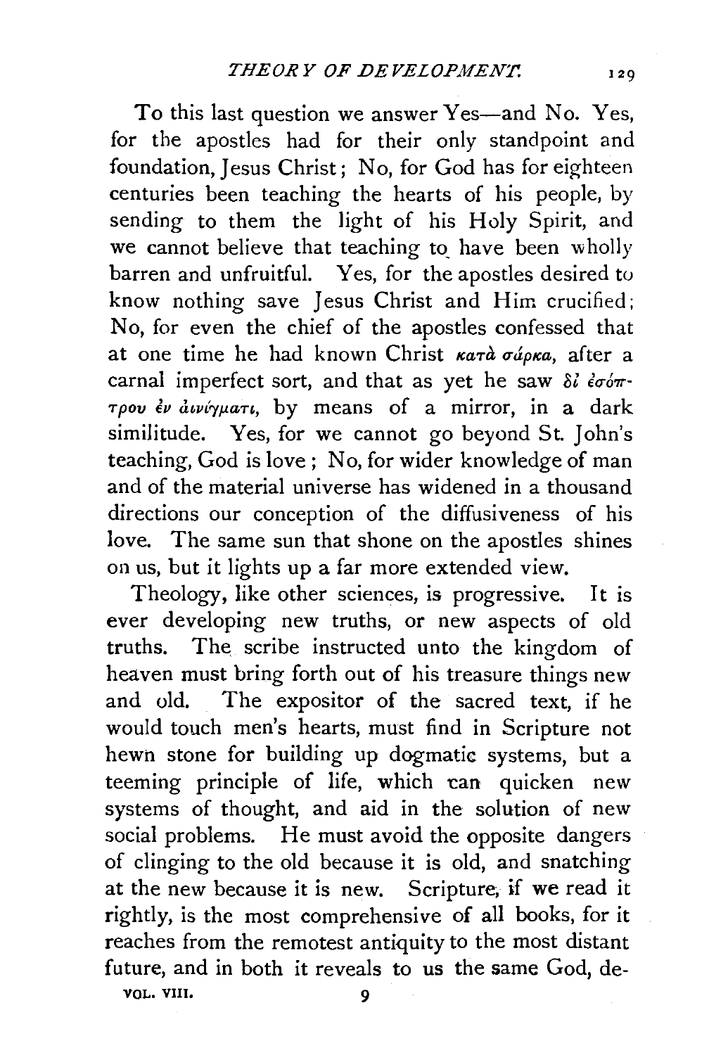To this last question we answer Yes—and No. Yes, for the apostles had for their only standpoint and foundation, Jesus Christ; No, for God has for eighteen centuries been teaching the hearts of his people, by sending to them the light of his Holy Spirit, and we cannot believe that teaching to have been wholly barren and unfruitful. Yes, for the apostles desired to know nothing save Jesus Christ and Him crucified; No, for even the chief of the apostles confessed that at one time he had known Christ *κατὰ σάρκα*, after a carnal imperfect sort, and that as yet he saw *δι' ἐσόπτρου ἐν αἰνίγματι*, by means of a mirror, in a dark similitude. Yes, for we cannot go beyond St. John's teaching, God is love; No, for wider knowledge of man and of the material universe has widened in a thousand directions our conception of the diffusiveness of his love. The same sun that shone on the apostles shines on us, but it lights up a far more extended view.

Theology, like other sciences, is progressive. It is ever developing new truths, or new aspects of old truths. The scribe instructed unto the kingdom of heaven must bring forth out of his treasure things new and old. The expositor of the sacred text, if he would touch men's hearts, must find in Scripture not hewn stone for building up dogmatic systems, but a teeming principle of life, which can quicken new systems of thought, and aid in the solution of new social problems. He must avoid the opposite dangers of clinging to the old because it is old, and snatching at the new because it is new. Scripture, if we read it rightly, is the most comprehensive of all books, for it reaches from the remotest antiquity to the most distant future, and in both it reveals to us the same God, de-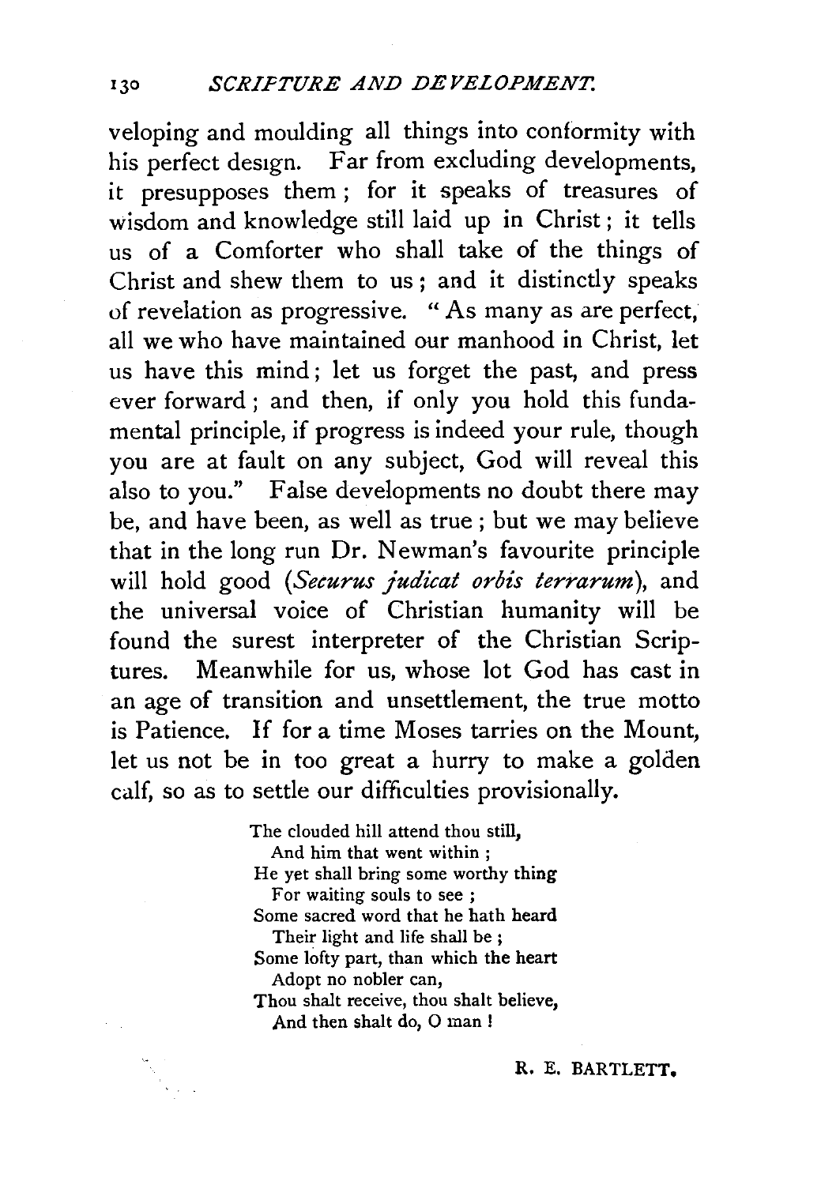veloping and moulding all things into conformity with his perfect design. Far from excluding developments, it presupposes them; for it speaks of treasures of wisdom and knowledge still laid up in Christ; it tells us of a Comforter who shall take of the things of Christ and shew them to us; and it distinctly speaks of revelation as progressive. "As many as are perfect, all we who have maintained our manhood in Christ, let us have this mind; let us forget the past, and press ever forward; and then, if only you hold this fundamental principle, if progress is indeed your rule, though you are at fault on any subject, God will reveal this also to you." False developments no doubt there may be, and have been, as well as true; but we may believe that in the long run Dr. Newman's favourite principle will hold good (*Securus judicat orbis terrarum*), and the universal voice of Christian humanity will be found the surest interpreter of the Christian Scriptures. Meanwhile for us, whose lot God has cast in an age of transition and unsettlement, the true motto is Patience. If for a time Moses tarries on the Mount, let us not be in too great a hurry to make a golden calf, so as to settle our difficulties provisionally.

> The clouded hill attend thou still,
> And him that went within;
> He yet shall bring some worthy thing
> For waiting souls to see;
> Some sacred word that he hath heard
> Their light and life shall be;
> Some lofty part, than which the heart
> Adopt no nobler can,
> Thou shalt receive, thou shalt believe,
> And then shalt do, O man!

R. E. BARTLETT.